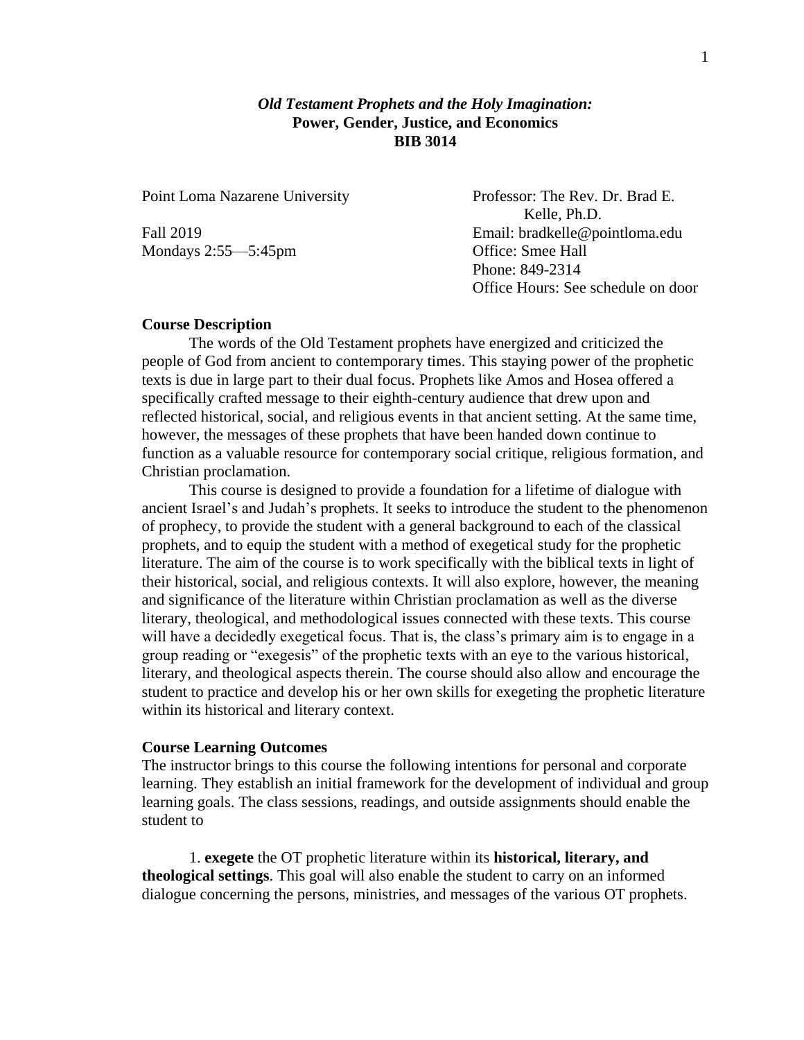# *Old Testament Prophets and the Holy Imagination:*
# Power, Gender, Justice, and Economics
# BIB 3014

Point Loma Nazarene University

Fall 2019
Mondays 2:55—5:45pm

Professor: The Rev. Dr. Brad E. Kelle, Ph.D.
Email: bradkelle@pointloma.edu
Office: Smee Hall
Phone: 849-2314
Office Hours: See schedule on door

## Course Description

The words of the Old Testament prophets have energized and criticized the people of God from ancient to contemporary times. This staying power of the prophetic texts is due in large part to their dual focus. Prophets like Amos and Hosea offered a specifically crafted message to their eighth-century audience that drew upon and reflected historical, social, and religious events in that ancient setting. At the same time, however, the messages of these prophets that have been handed down continue to function as a valuable resource for contemporary social critique, religious formation, and Christian proclamation.

This course is designed to provide a foundation for a lifetime of dialogue with ancient Israel's and Judah's prophets. It seeks to introduce the student to the phenomenon of prophecy, to provide the student with a general background to each of the classical prophets, and to equip the student with a method of exegetical study for the prophetic literature. The aim of the course is to work specifically with the biblical texts in light of their historical, social, and religious contexts. It will also explore, however, the meaning and significance of the literature within Christian proclamation as well as the diverse literary, theological, and methodological issues connected with these texts. This course will have a decidedly exegetical focus. That is, the class's primary aim is to engage in a group reading or "exegesis" of the prophetic texts with an eye to the various historical, literary, and theological aspects therein. The course should also allow and encourage the student to practice and develop his or her own skills for exegeting the prophetic literature within its historical and literary context.

## Course Learning Outcomes

The instructor brings to this course the following intentions for personal and corporate learning. They establish an initial framework for the development of individual and group learning goals. The class sessions, readings, and outside assignments should enable the student to

1. **exegete** the OT prophetic literature within its **historical, literary, and theological settings**. This goal will also enable the student to carry on an informed dialogue concerning the persons, ministries, and messages of the various OT prophets.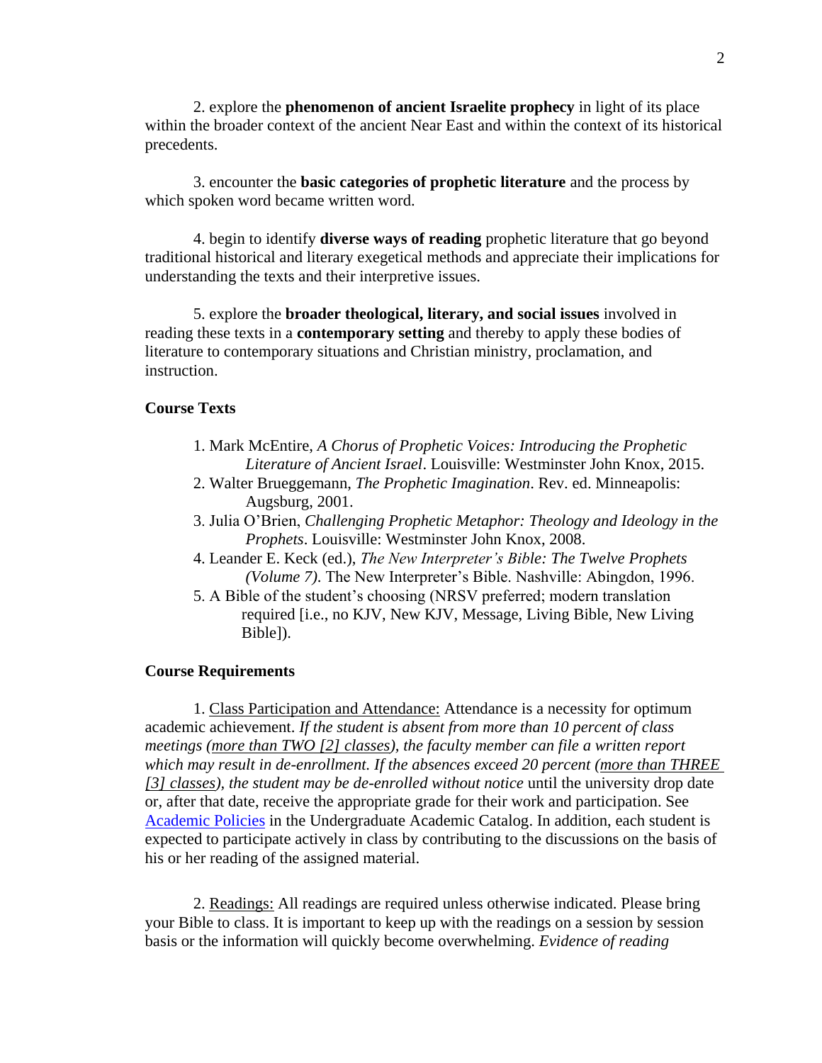2. explore the **phenomenon of ancient Israelite prophecy** in light of its place within the broader context of the ancient Near East and within the context of its historical precedents.

3. encounter the **basic categories of prophetic literature** and the process by which spoken word became written word.

4. begin to identify **diverse ways of reading** prophetic literature that go beyond traditional historical and literary exegetical methods and appreciate their implications for understanding the texts and their interpretive issues.

5. explore the **broader theological, literary, and social issues** involved in reading these texts in a **contemporary setting** and thereby to apply these bodies of literature to contemporary situations and Christian ministry, proclamation, and instruction.

### Course Texts

1. Mark McEntire, *A Chorus of Prophetic Voices: Introducing the Prophetic Literature of Ancient Israel*. Louisville: Westminster John Knox, 2015.
2. Walter Brueggemann, *The Prophetic Imagination*. Rev. ed. Minneapolis: Augsburg, 2001.
3. Julia O'Brien, *Challenging Prophetic Metaphor: Theology and Ideology in the Prophets*. Louisville: Westminster John Knox, 2008.
4. Leander E. Keck (ed.), *The New Interpreter's Bible: The Twelve Prophets (Volume 7)*. The New Interpreter's Bible. Nashville: Abingdon, 1996.
5. A Bible of the student's choosing (NRSV preferred; modern translation required [i.e., no KJV, New KJV, Message, Living Bible, New Living Bible]).

### Course Requirements

1. Class Participation and Attendance: Attendance is a necessity for optimum academic achievement. *If the student is absent from more than 10 percent of class meetings (more than TWO [2] classes), the faculty member can file a written report which may result in de-enrollment. If the absences exceed 20 percent (more than THREE [3] classes), the student may be de-enrolled without notice* until the university drop date or, after that date, receive the appropriate grade for their work and participation. See Academic Policies in the Undergraduate Academic Catalog. In addition, each student is expected to participate actively in class by contributing to the discussions on the basis of his or her reading of the assigned material.

2. Readings: All readings are required unless otherwise indicated. Please bring your Bible to class. It is important to keep up with the readings on a session by session basis or the information will quickly become overwhelming. *Evidence of reading*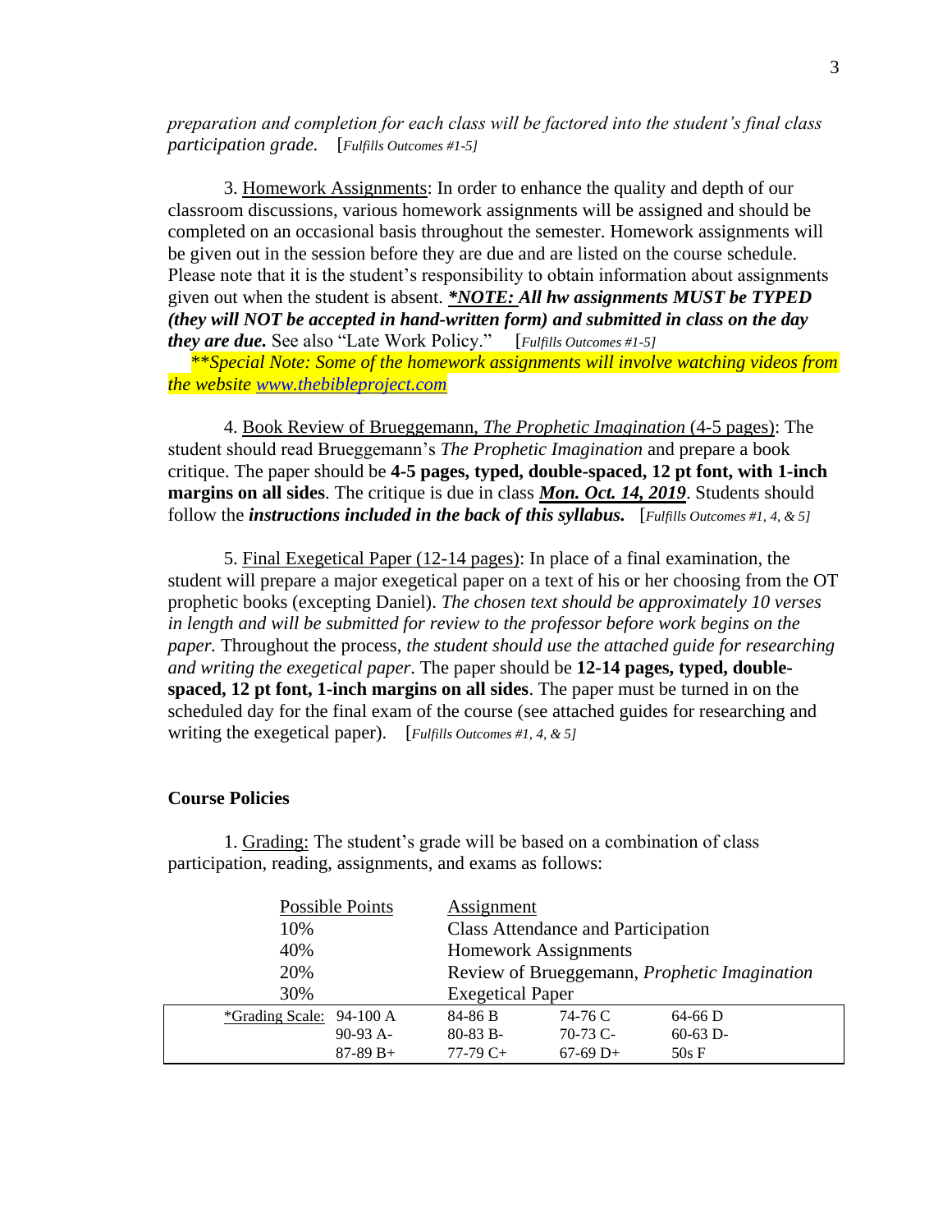*preparation and completion for each class will be factored into the student's final class participation grade.* [*Fulfills Outcomes #1-5]*

3. Homework Assignments: In order to enhance the quality and depth of our classroom discussions, various homework assignments will be assigned and should be completed on an occasional basis throughout the semester. Homework assignments will be given out in the session before they are due and are listed on the course schedule. Please note that it is the student's responsibility to obtain information about assignments given out when the student is absent. ***\*NOTE:** All hw assignments MUST be TYPED (they will NOT be accepted in hand-written form) and submitted in class on the day they are due.* See also "Late Work Policy." [*Fulfills Outcomes #1-5]*

*\*\*Special Note: Some of the homework assignments will involve watching videos from the website www.thebibleproject.com*

4. Book Review of Brueggemann, *The Prophetic Imagination* (4-5 pages): The student should read Brueggemann's *The Prophetic Imagination* and prepare a book critique. The paper should be **4-5 pages, typed, double-spaced, 12 pt font, with 1-inch margins on all sides**. The critique is due in class ***Mon. Oct. 14, 2019***. Students should follow the ***instructions included in the back of this syllabus.*** [*Fulfills Outcomes #1, 4, & 5]*

5. Final Exegetical Paper (12-14 pages): In place of a final examination, the student will prepare a major exegetical paper on a text of his or her choosing from the OT prophetic books (excepting Daniel). *The chosen text should be approximately 10 verses in length and will be submitted for review to the professor before work begins on the paper.* Throughout the process, *the student should use the attached guide for researching and writing the exegetical paper*. The paper should be **12-14 pages, typed, double-spaced, 12 pt font, 1-inch margins on all sides**. The paper must be turned in on the scheduled day for the final exam of the course (see attached guides for researching and writing the exegetical paper). [*Fulfills Outcomes #1, 4, & 5]*

**Course Policies**

1. Grading: The student's grade will be based on a combination of class participation, reading, assignments, and exams as follows:

| Possible Points | Assignment |
|---|---|
| 10% | Class Attendance and Participation |
| 40% | Homework Assignments |
| 20% | Review of Brueggemann, *Prophetic Imagination* |
| 30% | Exegetical Paper |

| *Grading Scale: | | | | |
|---|---|---|---|---|
| | 94-100 A | 84-86 B | 74-76 C | 64-66 D |
| | 90-93 A- | 80-83 B- | 70-73 C- | 60-63 D- |
| | 87-89 B+ | 77-79 C+ | 67-69 D+ | 50s F |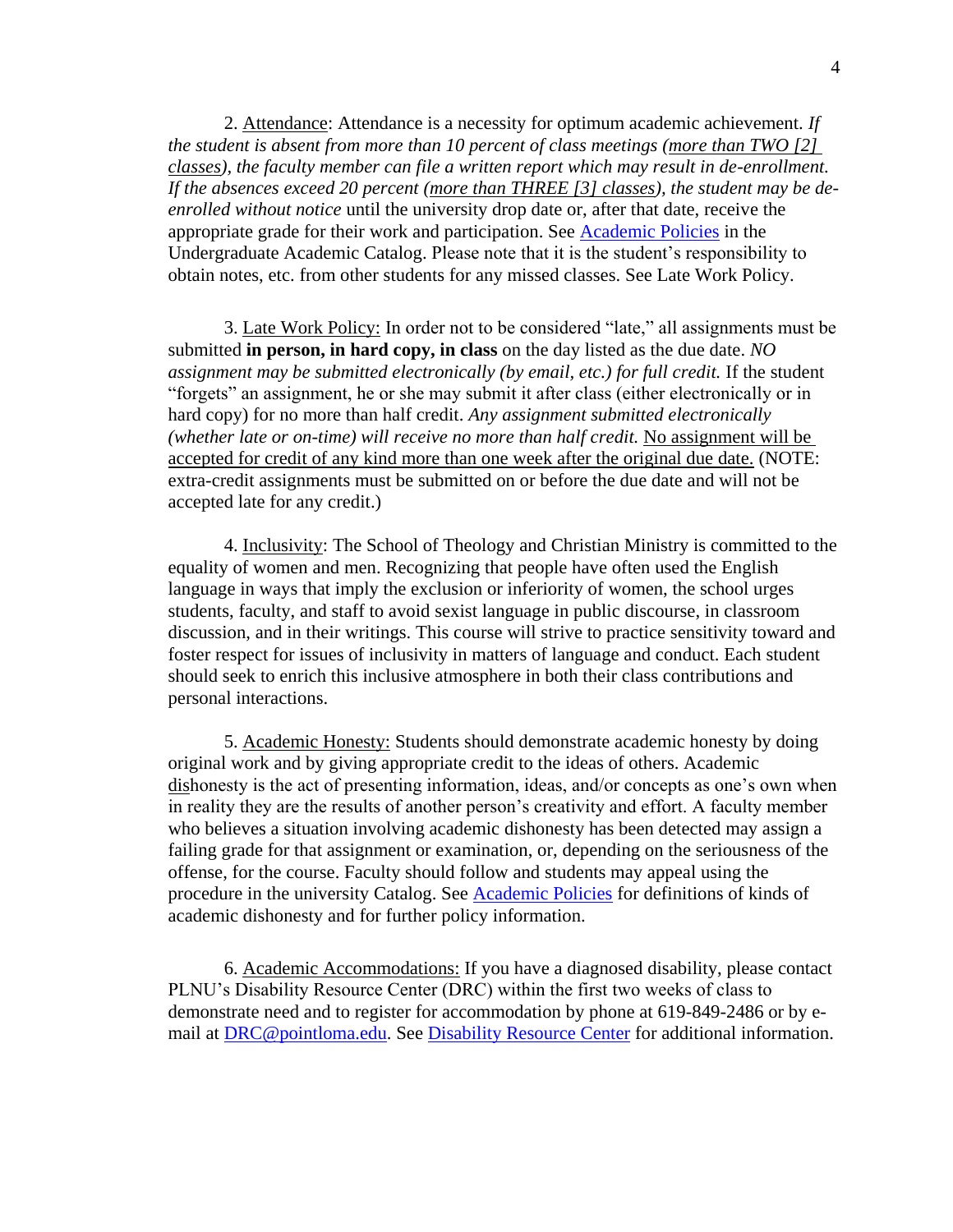2. <u>Attendance</u>: Attendance is a necessity for optimum academic achievement. *If the student is absent from more than 10 percent of class meetings (<u>more than TWO [2] classes</u>), the faculty member can file a written report which may result in de-enrollment. If the absences exceed 20 percent (<u>more than THREE [3] classes</u>), the student may be de-enrolled without notice* until the university drop date or, after that date, receive the appropriate grade for their work and participation. See [Academic Policies]() in the Undergraduate Academic Catalog. Please note that it is the student's responsibility to obtain notes, etc. from other students for any missed classes. See Late Work Policy.

3. <u>Late Work Policy:</u> In order not to be considered "late," all assignments must be submitted **in person, in hard copy, in class** on the day listed as the due date. *NO assignment may be submitted electronically (by email, etc.) for full credit.* If the student "forgets" an assignment, he or she may submit it after class (either electronically or in hard copy) for no more than half credit. *Any assignment submitted electronically (whether late or on-time) will receive no more than half credit.* <u>No assignment will be accepted for credit of any kind more than one week after the original due date.</u> (NOTE: extra-credit assignments must be submitted on or before the due date and will not be accepted late for any credit.)

4. <u>Inclusivity</u>: The School of Theology and Christian Ministry is committed to the equality of women and men. Recognizing that people have often used the English language in ways that imply the exclusion or inferiority of women, the school urges students, faculty, and staff to avoid sexist language in public discourse, in classroom discussion, and in their writings. This course will strive to practice sensitivity toward and foster respect for issues of inclusivity in matters of language and conduct. Each student should seek to enrich this inclusive atmosphere in both their class contributions and personal interactions.

5. <u>Academic Honesty:</u> Students should demonstrate academic honesty by doing original work and by giving appropriate credit to the ideas of others. Academic <u>dis</u>honesty is the act of presenting information, ideas, and/or concepts as one's own when in reality they are the results of another person's creativity and effort. A faculty member who believes a situation involving academic dishonesty has been detected may assign a failing grade for that assignment or examination, or, depending on the seriousness of the offense, for the course. Faculty should follow and students may appeal using the procedure in the university Catalog. See [Academic Policies]() for definitions of kinds of academic dishonesty and for further policy information.

6. <u>Academic Accommodations:</u> If you have a diagnosed disability, please contact PLNU's Disability Resource Center (DRC) within the first two weeks of class to demonstrate need and to register for accommodation by phone at 619-849-2486 or by e-mail at [DRC@pointloma.edu](mailto:DRC@pointloma.edu). See [Disability Resource Center]() for additional information.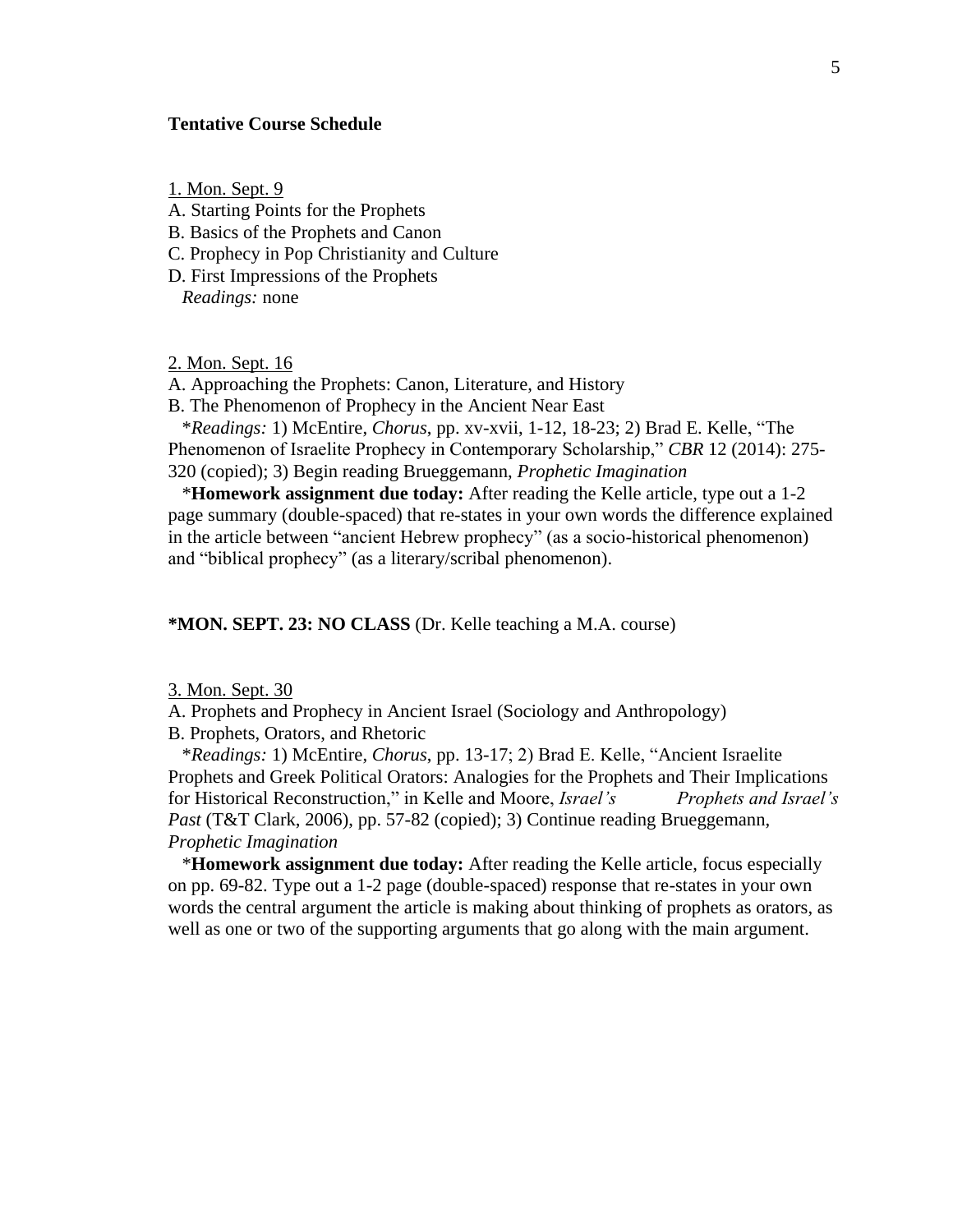**Tentative Course Schedule**

1. Mon. Sept. 9

A. Starting Points for the Prophets
B. Basics of the Prophets and Canon
C. Prophecy in Pop Christianity and Culture
D. First Impressions of the Prophets
*Readings:* none

2. Mon. Sept. 16

A. Approaching the Prophets: Canon, Literature, and History
B. The Phenomenon of Prophecy in the Ancient Near East

*\*Readings:* 1) McEntire, *Chorus*, pp. xv-xvii, 1-12, 18-23; 2) Brad E. Kelle, "The Phenomenon of Israelite Prophecy in Contemporary Scholarship," *CBR* 12 (2014): 275-320 (copied); 3) Begin reading Brueggemann, *Prophetic Imagination*

\***Homework assignment due today:** After reading the Kelle article, type out a 1-2 page summary (double-spaced) that re-states in your own words the difference explained in the article between "ancient Hebrew prophecy" (as a socio-historical phenomenon) and "biblical prophecy" (as a literary/scribal phenomenon).

**\*MON. SEPT. 23: NO CLASS** (Dr. Kelle teaching a M.A. course)

3. Mon. Sept. 30

A. Prophets and Prophecy in Ancient Israel (Sociology and Anthropology)
B. Prophets, Orators, and Rhetoric

*\*Readings:* 1) McEntire, *Chorus*, pp. 13-17; 2) Brad E. Kelle, "Ancient Israelite Prophets and Greek Political Orators: Analogies for the Prophets and Their Implications for Historical Reconstruction," in Kelle and Moore, *Israel's Prophets and Israel's Past* (T&T Clark, 2006), pp. 57-82 (copied); 3) Continue reading Brueggemann, *Prophetic Imagination*

\***Homework assignment due today:** After reading the Kelle article, focus especially on pp. 69-82. Type out a 1-2 page (double-spaced) response that re-states in your own words the central argument the article is making about thinking of prophets as orators, as well as one or two of the supporting arguments that go along with the main argument.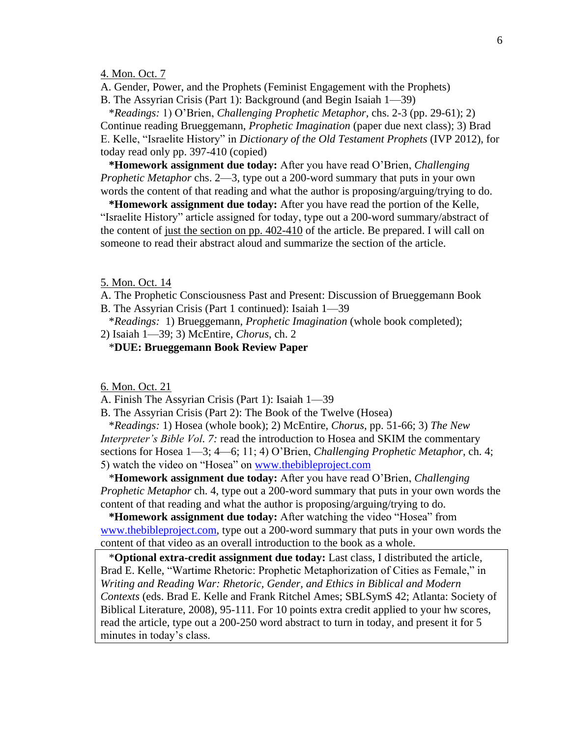4. Mon. Oct. 7

A. Gender, Power, and the Prophets (Feminist Engagement with the Prophets)

B. The Assyrian Crisis (Part 1): Background (and Begin Isaiah 1—39)

*Readings:* 1) O'Brien, *Challenging Prophetic Metaphor*, chs. 2-3 (pp. 29-61); 2) Continue reading Brueggemann, *Prophetic Imagination* (paper due next class); 3) Brad E. Kelle, "Israelite History" in *Dictionary of the Old Testament Prophets* (IVP 2012), for today read only pp. 397-410 (copied)

***Homework assignment due today:** After you have read O'Brien, *Challenging Prophetic Metaphor* chs. 2—3, type out a 200-word summary that puts in your own words the content of that reading and what the author is proposing/arguing/trying to do.

***Homework assignment due today:** After you have read the portion of the Kelle, "Israelite History" article assigned for today, type out a 200-word summary/abstract of the content of just the section on pp. 402-410 of the article. Be prepared. I will call on someone to read their abstract aloud and summarize the section of the article.

5. Mon. Oct. 14

A. The Prophetic Consciousness Past and Present: Discussion of Brueggemann Book

B. The Assyrian Crisis (Part 1 continued): Isaiah 1—39

*Readings:* 1) Brueggemann, *Prophetic Imagination* (whole book completed); 2) Isaiah 1—39; 3) McEntire, *Chorus*, ch. 2

***DUE: Brueggemann Book Review Paper**

6. Mon. Oct. 21

A. Finish The Assyrian Crisis (Part 1): Isaiah 1—39

B. The Assyrian Crisis (Part 2): The Book of the Twelve (Hosea)

*Readings:* 1) Hosea (whole book); 2) McEntire, *Chorus*, pp. 51-66; 3) *The New Interpreter's Bible Vol. 7:* read the introduction to Hosea and SKIM the commentary sections for Hosea 1—3; 4—6; 11; 4) O'Brien, *Challenging Prophetic Metaphor*, ch. 4; 5) watch the video on "Hosea" on www.thebibleproject.com

***Homework assignment due today:** After you have read O'Brien, *Challenging Prophetic Metaphor* ch. 4, type out a 200-word summary that puts in your own words the content of that reading and what the author is proposing/arguing/trying to do.

***Homework assignment due today:** After watching the video "Hosea" from www.thebibleproject.com, type out a 200-word summary that puts in your own words the content of that video as an overall introduction to the book as a whole.

***Optional extra-credit assignment due today:** Last class, I distributed the article, Brad E. Kelle, "Wartime Rhetoric: Prophetic Metaphorization of Cities as Female," in *Writing and Reading War: Rhetoric, Gender, and Ethics in Biblical and Modern Contexts* (eds. Brad E. Kelle and Frank Ritchel Ames; SBLSymS 42; Atlanta: Society of Biblical Literature, 2008), 95-111. For 10 points extra credit applied to your hw scores, read the article, type out a 200-250 word abstract to turn in today, and present it for 5 minutes in today's class.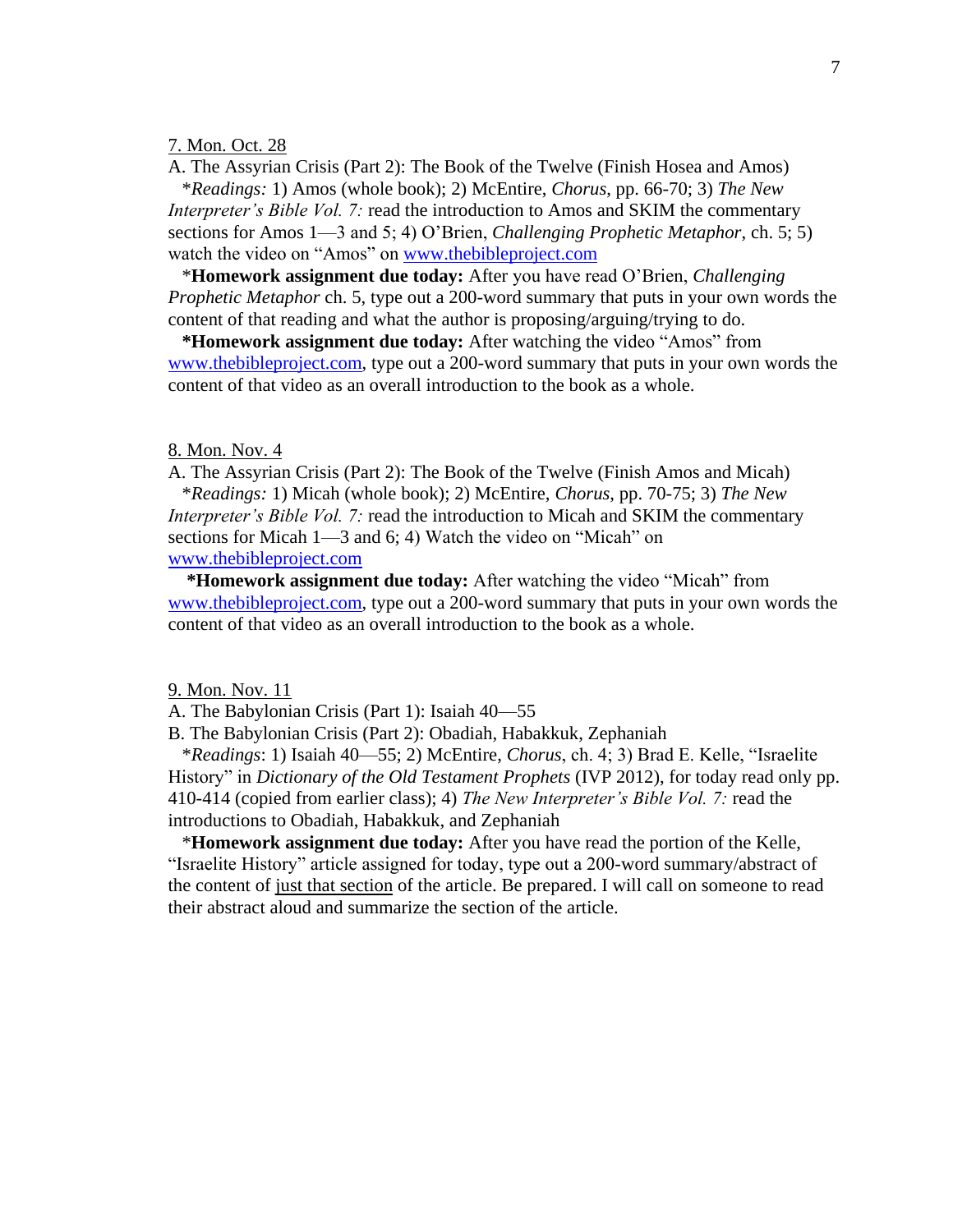<u>7. Mon. Oct. 28</u>

A. The Assyrian Crisis (Part 2): The Book of the Twelve (Finish Hosea and Amos)

*Readings:* 1) Amos (whole book); 2) McEntire, *Chorus*, pp. 66-70; 3) *The New Interpreter's Bible Vol. 7:* read the introduction to Amos and SKIM the commentary sections for Amos 1—3 and 5; 4) O'Brien, *Challenging Prophetic Metaphor*, ch. 5; 5) watch the video on "Amos" on www.thebibleproject.com

*__Homework assignment due today:__ After you have read O'Brien, *Challenging Prophetic Metaphor* ch. 5, type out a 200-word summary that puts in your own words the content of that reading and what the author is proposing/arguing/trying to do.

**\*Homework assignment due today:** After watching the video "Amos" from www.thebibleproject.com, type out a 200-word summary that puts in your own words the content of that video as an overall introduction to the book as a whole.

<u>8. Mon. Nov. 4</u>

A. The Assyrian Crisis (Part 2): The Book of the Twelve (Finish Amos and Micah)

*Readings:* 1) Micah (whole book); 2) McEntire, *Chorus*, pp. 70-75; 3) *The New Interpreter's Bible Vol. 7:* read the introduction to Micah and SKIM the commentary sections for Micah 1—3 and 6; 4) Watch the video on "Micah" on www.thebibleproject.com

**\*Homework assignment due today:** After watching the video "Micah" from www.thebibleproject.com, type out a 200-word summary that puts in your own words the content of that video as an overall introduction to the book as a whole.

<u>9. Mon. Nov. 11</u>

A. The Babylonian Crisis (Part 1): Isaiah 40—55

B. The Babylonian Crisis (Part 2): Obadiah, Habakkuk, Zephaniah

*Readings*: 1) Isaiah 40—55; 2) McEntire, *Chorus*, ch. 4; 3) Brad E. Kelle, "Israelite History" in *Dictionary of the Old Testament Prophets* (IVP 2012), for today read only pp. 410-414 (copied from earlier class); 4) *The New Interpreter's Bible Vol. 7:* read the introductions to Obadiah, Habakkuk, and Zephaniah

*__Homework assignment due today:__ After you have read the portion of the Kelle, "Israelite History" article assigned for today, type out a 200-word summary/abstract of the content of <u>just that section</u> of the article. Be prepared. I will call on someone to read their abstract aloud and summarize the section of the article.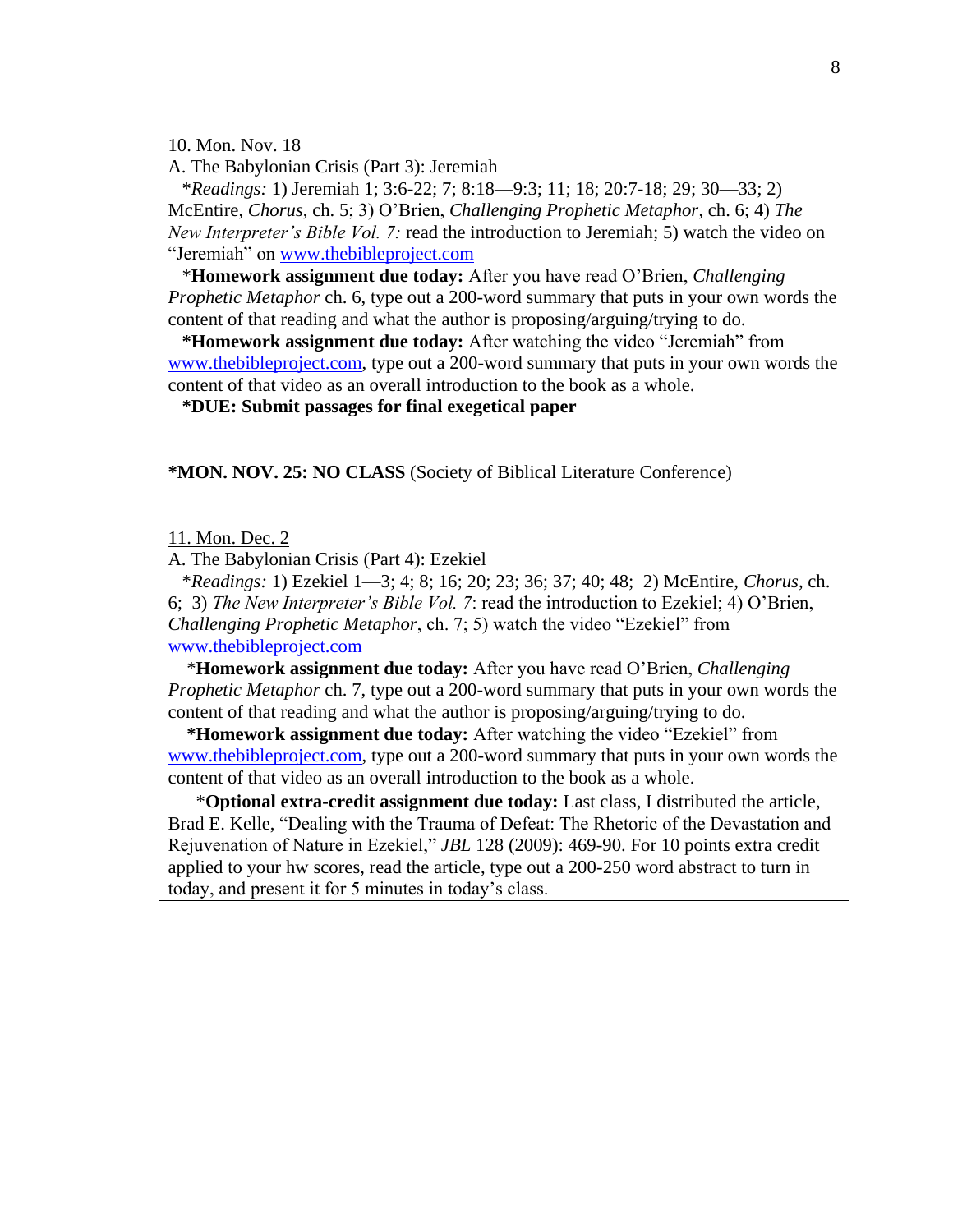<u>10. Mon. Nov. 18</u>

A. The Babylonian Crisis (Part 3): Jeremiah

*Readings:* 1) Jeremiah 1; 3:6-22; 7; 8:18—9:3; 11; 18; 20:7-18; 29; 30—33; 2) McEntire, *Chorus*, ch. 5; 3) O'Brien, *Challenging Prophetic Metaphor*, ch. 6; 4) *The New Interpreter's Bible Vol. 7:* read the introduction to Jeremiah; 5) watch the video on "Jeremiah" on [www.thebibleproject.com](http://www.thebibleproject.com)

*__Homework assignment due today:__ After you have read O'Brien, *Challenging Prophetic Metaphor* ch. 6, type out a 200-word summary that puts in your own words the content of that reading and what the author is proposing/arguing/trying to do.

**\*Homework assignment due today:** After watching the video "Jeremiah" from [www.thebibleproject.com](http://www.thebibleproject.com), type out a 200-word summary that puts in your own words the content of that video as an overall introduction to the book as a whole.

**\*DUE: Submit passages for final exegetical paper**

**\*MON. NOV. 25: NO CLASS** (Society of Biblical Literature Conference)

<u>11. Mon. Dec. 2</u>

A. The Babylonian Crisis (Part 4): Ezekiel

*Readings:* 1) Ezekiel 1—3; 4; 8; 16; 20; 23; 36; 37; 40; 48; 2) McEntire, *Chorus*, ch. 6; 3) *The New Interpreter's Bible Vol. 7*: read the introduction to Ezekiel; 4) O'Brien, *Challenging Prophetic Metaphor*, ch. 7; 5) watch the video "Ezekiel" from [www.thebibleproject.com](http://www.thebibleproject.com)

*__Homework assignment due today:__ After you have read O'Brien, *Challenging Prophetic Metaphor* ch. 7, type out a 200-word summary that puts in your own words the content of that reading and what the author is proposing/arguing/trying to do.

**\*Homework assignment due today:** After watching the video "Ezekiel" from [www.thebibleproject.com](http://www.thebibleproject.com), type out a 200-word summary that puts in your own words the content of that video as an overall introduction to the book as a whole.

*__Optional extra-credit assignment due today:__ Last class, I distributed the article, Brad E. Kelle, "Dealing with the Trauma of Defeat: The Rhetoric of the Devastation and Rejuvenation of Nature in Ezekiel," *JBL* 128 (2009): 469-90. For 10 points extra credit applied to your hw scores, read the article, type out a 200-250 word abstract to turn in today, and present it for 5 minutes in today's class.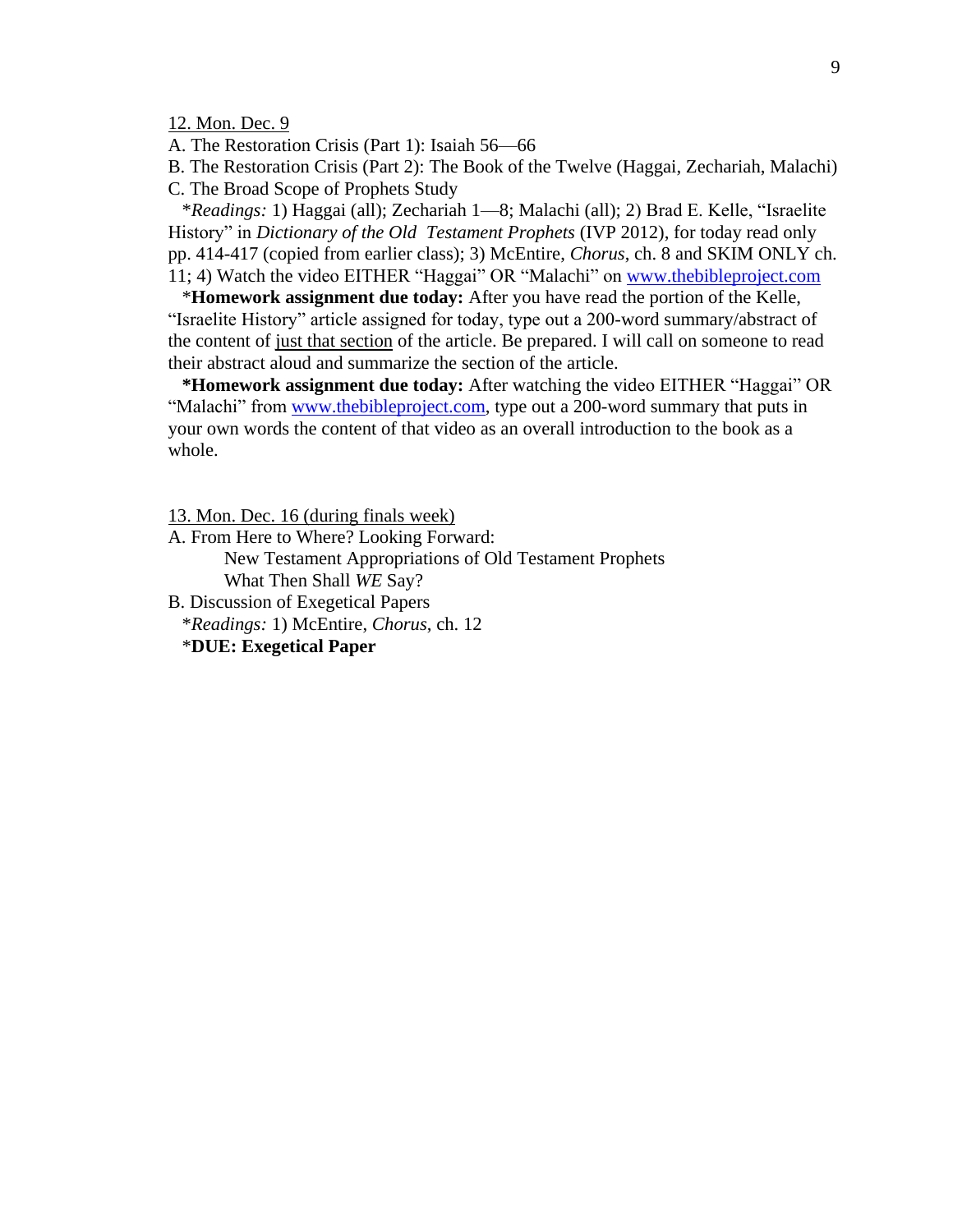<u>12. Mon. Dec. 9</u>

A. The Restoration Crisis (Part 1): Isaiah 56—66

B. The Restoration Crisis (Part 2): The Book of the Twelve (Haggai, Zechariah, Malachi)

C. The Broad Scope of Prophets Study

*Readings:* 1) Haggai (all); Zechariah 1—8; Malachi (all); 2) Brad E. Kelle, "Israelite History" in *Dictionary of the Old Testament Prophets* (IVP 2012), for today read only pp. 414-417 (copied from earlier class); 3) McEntire, *Chorus*, ch. 8 and SKIM ONLY ch. 11; 4) Watch the video EITHER "Haggai" OR "Malachi" on [www.thebibleproject.com](http://www.thebibleproject.com)

*<strong>Homework assignment due today:</strong> After you have read the portion of the Kelle, "Israelite History" article assigned for today, type out a 200-word summary/abstract of the content of <u>just that section</u> of the article. Be prepared. I will call on someone to read their abstract aloud and summarize the section of the article.

**\*Homework assignment due today:** After watching the video EITHER "Haggai" OR "Malachi" from [www.thebibleproject.com](http://www.thebibleproject.com), type out a 200-word summary that puts in your own words the content of that video as an overall introduction to the book as a whole.

<u>13. Mon. Dec. 16 (during finals week)</u>

A. From Here to Where? Looking Forward:

New Testament Appropriations of Old Testament Prophets

What Then Shall *WE* Say?

B. Discussion of Exegetical Papers

*Readings:* 1) McEntire, *Chorus*, ch. 12

*<strong>DUE: Exegetical Paper</strong>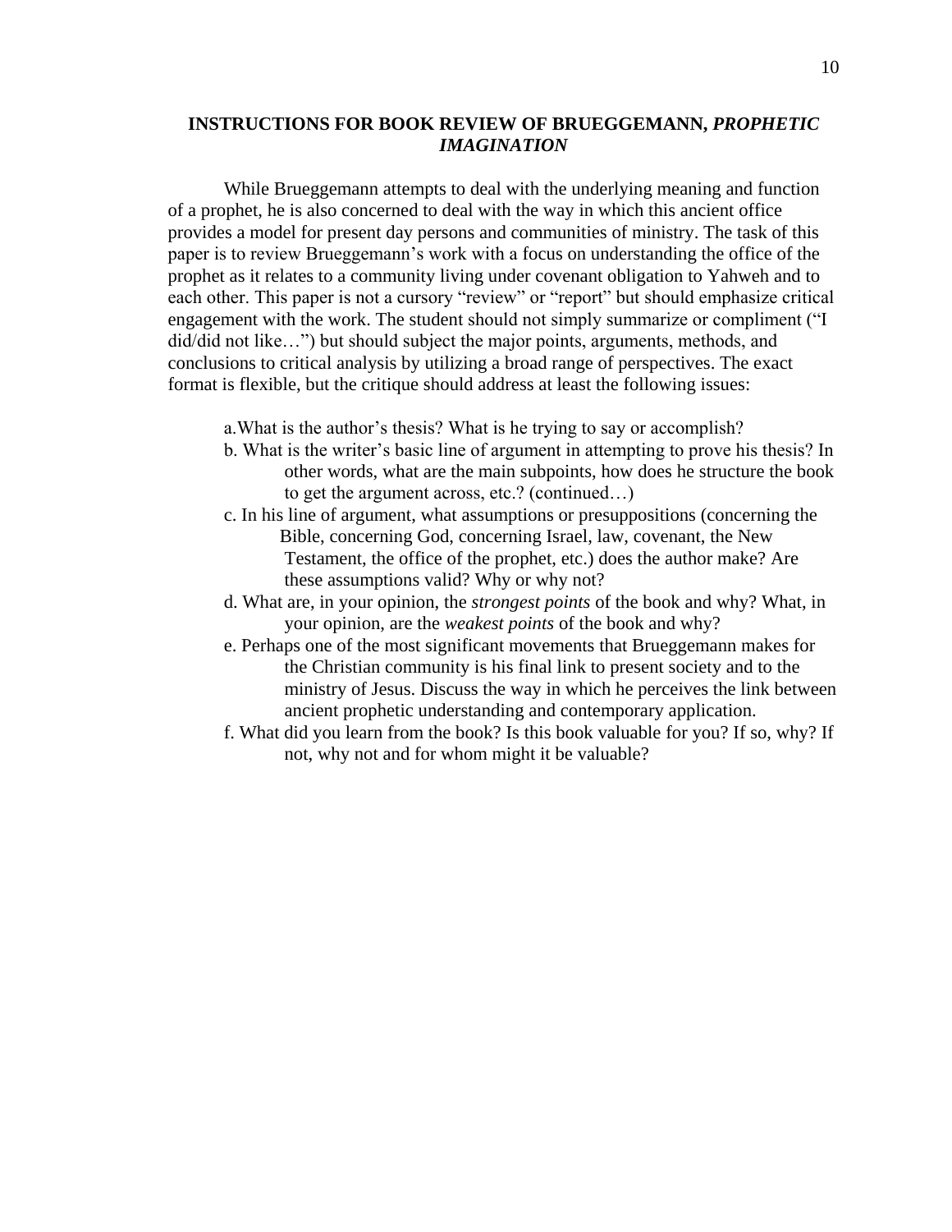## INSTRUCTIONS FOR BOOK REVIEW OF BRUEGGEMANN, *PROPHETIC IMAGINATION*

While Brueggemann attempts to deal with the underlying meaning and function of a prophet, he is also concerned to deal with the way in which this ancient office provides a model for present day persons and communities of ministry. The task of this paper is to review Brueggemann's work with a focus on understanding the office of the prophet as it relates to a community living under covenant obligation to Yahweh and to each other. This paper is not a cursory "review" or "report" but should emphasize critical engagement with the work. The student should not simply summarize or compliment ("I did/did not like…") but should subject the major points, arguments, methods, and conclusions to critical analysis by utilizing a broad range of perspectives. The exact format is flexible, but the critique should address at least the following issues:

a. What is the author's thesis? What is he trying to say or accomplish?

b. What is the writer's basic line of argument in attempting to prove his thesis? In other words, what are the main subpoints, how does he structure the book to get the argument across, etc.? (continued…)

c. In his line of argument, what assumptions or presuppositions (concerning the Bible, concerning God, concerning Israel, law, covenant, the New Testament, the office of the prophet, etc.) does the author make? Are these assumptions valid? Why or why not?

d. What are, in your opinion, the *strongest points* of the book and why? What, in your opinion, are the *weakest points* of the book and why?

e. Perhaps one of the most significant movements that Brueggemann makes for the Christian community is his final link to present society and to the ministry of Jesus. Discuss the way in which he perceives the link between ancient prophetic understanding and contemporary application.

f. What did you learn from the book? Is this book valuable for you? If so, why? If not, why not and for whom might it be valuable?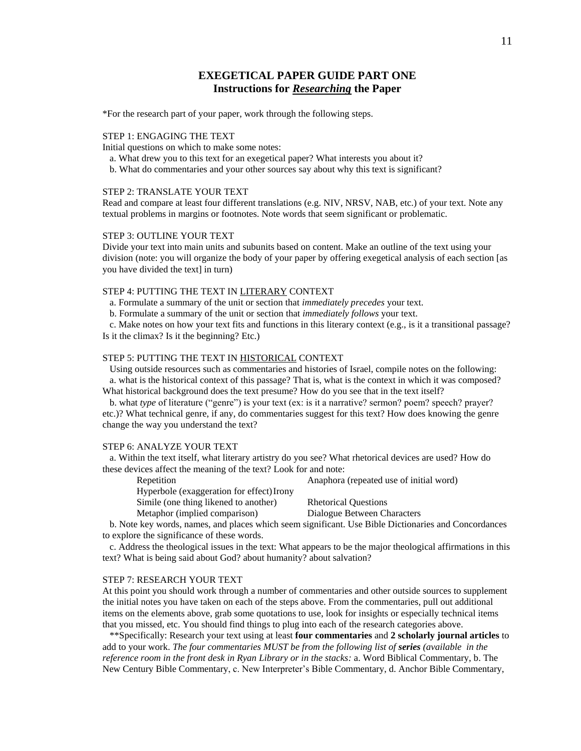# EXEGETICAL PAPER GUIDE PART ONE
## Instructions for ***Researching*** the Paper

*For the research part of your paper, work through the following steps.

STEP 1: ENGAGING THE TEXT

Initial questions on which to make some notes:

a. What drew you to this text for an exegetical paper? What interests you about it?

b. What do commentaries and your other sources say about why this text is significant?

STEP 2: TRANSLATE YOUR TEXT

Read and compare at least four different translations (e.g. NIV, NRSV, NAB, etc.) of your text. Note any textual problems in margins or footnotes. Note words that seem significant or problematic.

STEP 3: OUTLINE YOUR TEXT

Divide your text into main units and subunits based on content. Make an outline of the text using your division (note: you will organize the body of your paper by offering exegetical analysis of each section [as you have divided the text] in turn)

STEP 4: PUTTING THE TEXT IN LITERARY CONTEXT

a. Formulate a summary of the unit or section that *immediately precedes* your text.

b. Formulate a summary of the unit or section that *immediately follows* your text.

c. Make notes on how your text fits and functions in this literary context (e.g., is it a transitional passage? Is it the climax? Is it the beginning? Etc.)

STEP 5: PUTTING THE TEXT IN HISTORICAL CONTEXT

Using outside resources such as commentaries and histories of Israel, compile notes on the following:

a. what is the historical context of this passage? That is, what is the context in which it was composed? What historical background does the text presume? How do you see that in the text itself?

b. what *type* of literature ("genre") is your text (ex: is it a narrative? sermon? poem? speech? prayer? etc.)? What technical genre, if any, do commentaries suggest for this text? How does knowing the genre change the way you understand the text?

STEP 6: ANALYZE YOUR TEXT

a. Within the text itself, what literary artistry do you see? What rhetorical devices are used? How do these devices affect the meaning of the text? Look for and note:

| | |
|---|---|
| Repetition | Anaphora (repeated use of initial word) |
| Hyperbole (exaggeration for effect) | Irony |
| Simile (one thing likened to another) | Rhetorical Questions |
| Metaphor (implied comparison) | Dialogue Between Characters |

b. Note key words, names, and places which seem significant. Use Bible Dictionaries and Concordances to explore the significance of these words.

c. Address the theological issues in the text: What appears to be the major theological affirmations in this text? What is being said about God? about humanity? about salvation?

STEP 7: RESEARCH YOUR TEXT

At this point you should work through a number of commentaries and other outside sources to supplement the initial notes you have taken on each of the steps above. From the commentaries, pull out additional items on the elements above, grab some quotations to use, look for insights or especially technical items that you missed, etc. You should find things to plug into each of the research categories above.

**Specifically: Research your text using at least **four commentaries** and **2 scholarly journal articles** to add to your work. *The four commentaries MUST be from the following list of **series** (available in the reference room in the front desk in Ryan Library or in the stacks:* a. Word Biblical Commentary, b. The New Century Bible Commentary, c. New Interpreter's Bible Commentary, d. Anchor Bible Commentary,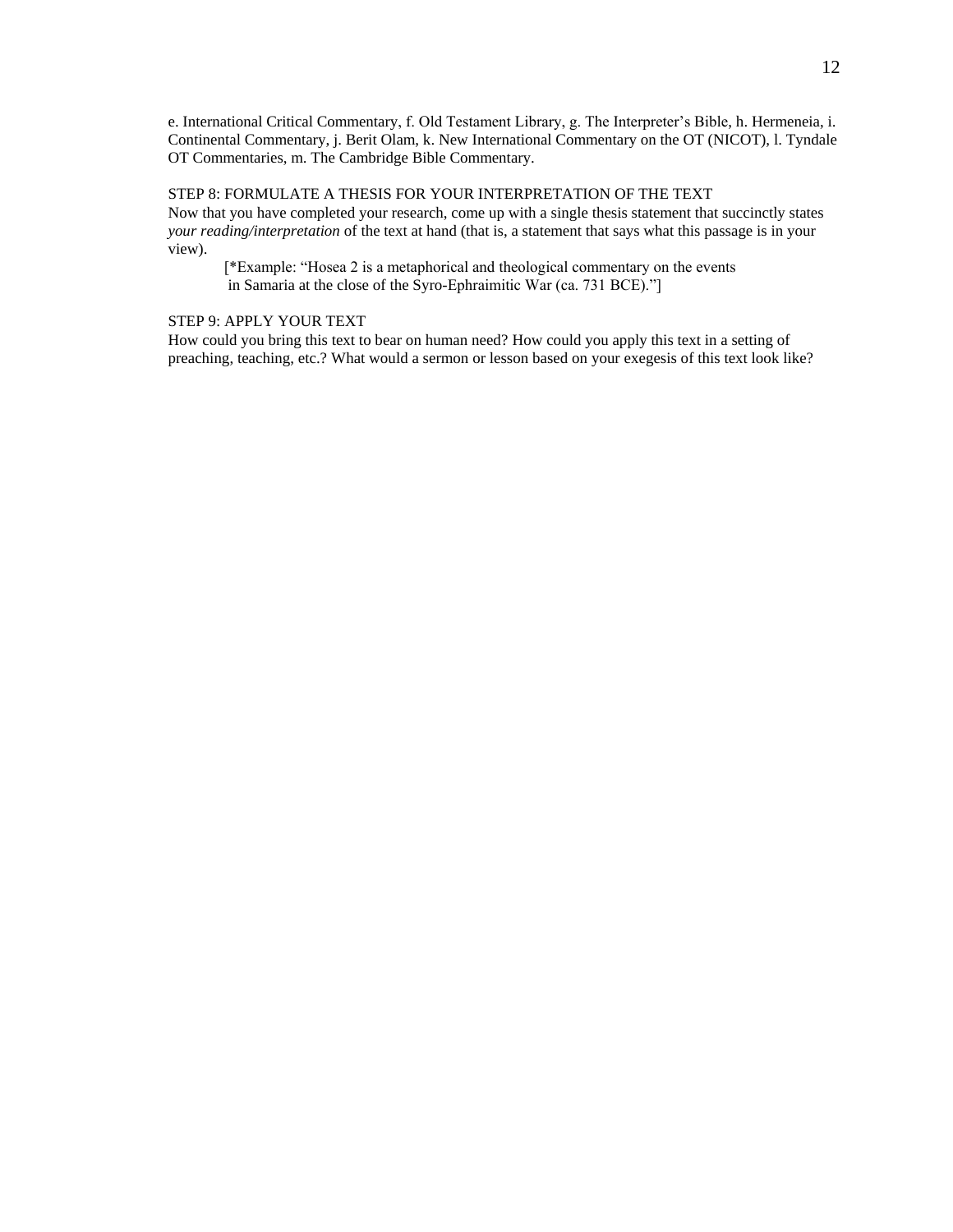e. International Critical Commentary, f. Old Testament Library, g. The Interpreter's Bible, h. Hermeneia, i. Continental Commentary, j. Berit Olam, k. New International Commentary on the OT (NICOT), l. Tyndale OT Commentaries, m. The Cambridge Bible Commentary.

STEP 8: FORMULATE A THESIS FOR YOUR INTERPRETATION OF THE TEXT

Now that you have completed your research, come up with a single thesis statement that succinctly states *your reading/interpretation* of the text at hand (that is, a statement that says what this passage is in your view).

> [*Example: "Hosea 2 is a metaphorical and theological commentary on the events in Samaria at the close of the Syro-Ephraimitic War (ca. 731 BCE)."]

STEP 9: APPLY YOUR TEXT

How could you bring this text to bear on human need? How could you apply this text in a setting of preaching, teaching, etc.? What would a sermon or lesson based on your exegesis of this text look like?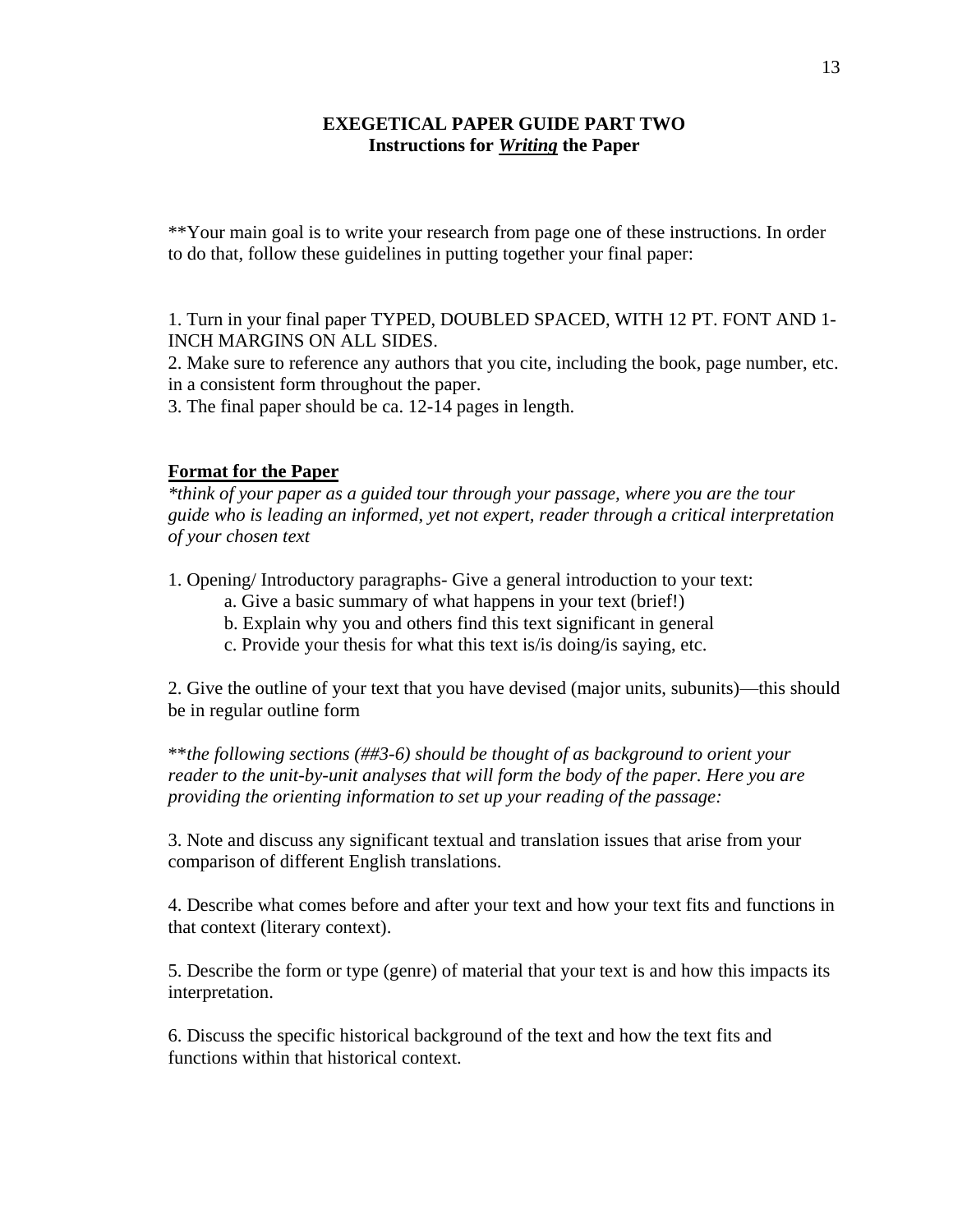# EXEGETICAL PAPER GUIDE PART TWO

## Instructions for ***Writing*** the Paper

**Your main goal is to write your research from page one of these instructions. In order to do that, follow these guidelines in putting together your final paper:

1. Turn in your final paper TYPED, DOUBLED SPACED, WITH 12 PT. FONT AND 1-INCH MARGINS ON ALL SIDES.
2. Make sure to reference any authors that you cite, including the book, page number, etc. in a consistent form throughout the paper.
3. The final paper should be ca. 12-14 pages in length.

**Format for the Paper**

*\*think of your paper as a guided tour through your passage, where you are the tour guide who is leading an informed, yet not expert, reader through a critical interpretation of your chosen text*

1. Opening/ Introductory paragraphs- Give a general introduction to your text:
   a. Give a basic summary of what happens in your text (brief!)
   b. Explain why you and others find this text significant in general
   c. Provide your thesis for what this text is/is doing/is saying, etc.

2. Give the outline of your text that you have devised (major units, subunits)—this should be in regular outline form

**the following sections (##3-6) should be thought of as background to orient your reader to the unit-by-unit analyses that will form the body of the paper. Here you are providing the orienting information to set up your reading of the passage:*

3. Note and discuss any significant textual and translation issues that arise from your comparison of different English translations.

4. Describe what comes before and after your text and how your text fits and functions in that context (literary context).

5. Describe the form or type (genre) of material that your text is and how this impacts its interpretation.

6. Discuss the specific historical background of the text and how the text fits and functions within that historical context.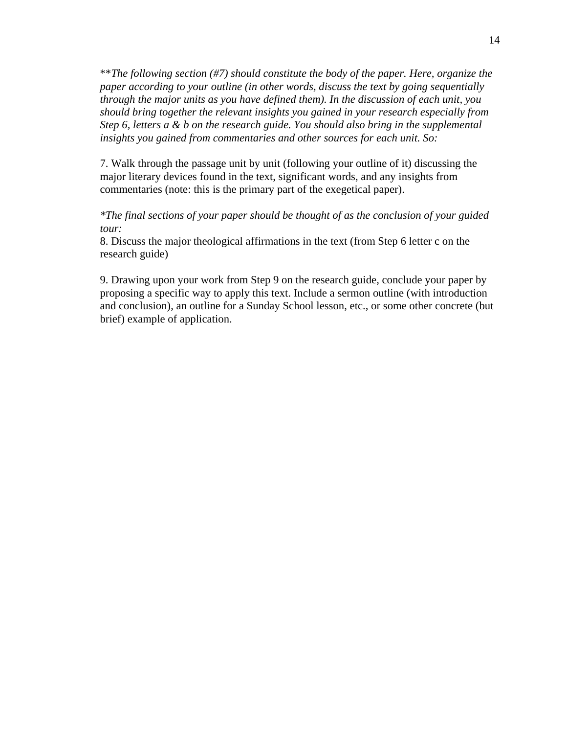**The following section (#7) should constitute the body of the paper. Here, organize the paper according to your outline (in other words, discuss the text by going sequentially through the major units as you have defined them). In the discussion of each unit, you should bring together the relevant insights you gained in your research especially from Step 6, letters a & b on the research guide. You should also bring in the supplemental insights you gained from commentaries and other sources for each unit. So:*

7. Walk through the passage unit by unit (following your outline of it) discussing the major literary devices found in the text, significant words, and any insights from commentaries (note: this is the primary part of the exegetical paper).

**The final sections of your paper should be thought of as the conclusion of your guided tour:*

8. Discuss the major theological affirmations in the text (from Step 6 letter c on the research guide)

9. Drawing upon your work from Step 9 on the research guide, conclude your paper by proposing a specific way to apply this text. Include a sermon outline (with introduction and conclusion), an outline for a Sunday School lesson, etc., or some other concrete (but brief) example of application.